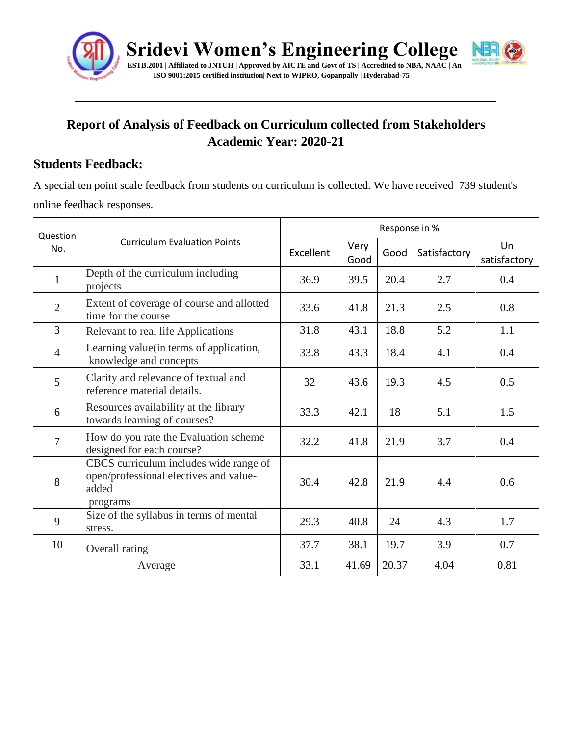# Sridevi Women's Engineering College

**ESTB.2001 | Affiliated to JNTUH | Approved by AICTE and Govt of TS | Accredited to NBA, NAAC | An ISO 9001:2015 certified institution| Next to WIPRO, Gopanpally | Hyderabad-75**

## Report of Analysis of Feedback on Curriculum collected from Stakeholders
## Academic Year: 2020-21

### Students Feedback:

A special ten point scale feedback from students on curriculum is collected. We have received 739 student's online feedback responses.

| Question No. | Curriculum Evaluation Points | Response in % | | | | |
|---|---|---|---|---|---|---|
| | | Excellent | Very Good | Good | Satisfactory | Un satisfactory |
| 1 | Depth of the curriculum including projects | 36.9 | 39.5 | 20.4 | 2.7 | 0.4 |
| 2 | Extent of coverage of course and allotted time for the course | 33.6 | 41.8 | 21.3 | 2.5 | 0.8 |
| 3 | Relevant to real life Applications | 31.8 | 43.1 | 18.8 | 5.2 | 1.1 |
| 4 | Learning value(in terms of application, knowledge and concepts | 33.8 | 43.3 | 18.4 | 4.1 | 0.4 |
| 5 | Clarity and relevance of textual and reference material details. | 32 | 43.6 | 19.3 | 4.5 | 0.5 |
| 6 | Resources availability at the library towards learning of courses? | 33.3 | 42.1 | 18 | 5.1 | 1.5 |
| 7 | How do you rate the Evaluation scheme designed for each course? | 32.2 | 41.8 | 21.9 | 3.7 | 0.4 |
| 8 | CBCS curriculum includes wide range of open/professional electives and value-added programs | 30.4 | 42.8 | 21.9 | 4.4 | 0.6 |
| 9 | Size of the syllabus in terms of mental stress. | 29.3 | 40.8 | 24 | 4.3 | 1.7 |
| 10 | Overall rating | 37.7 | 38.1 | 19.7 | 3.9 | 0.7 |
| Average | | 33.1 | 41.69 | 20.37 | 4.04 | 0.81 |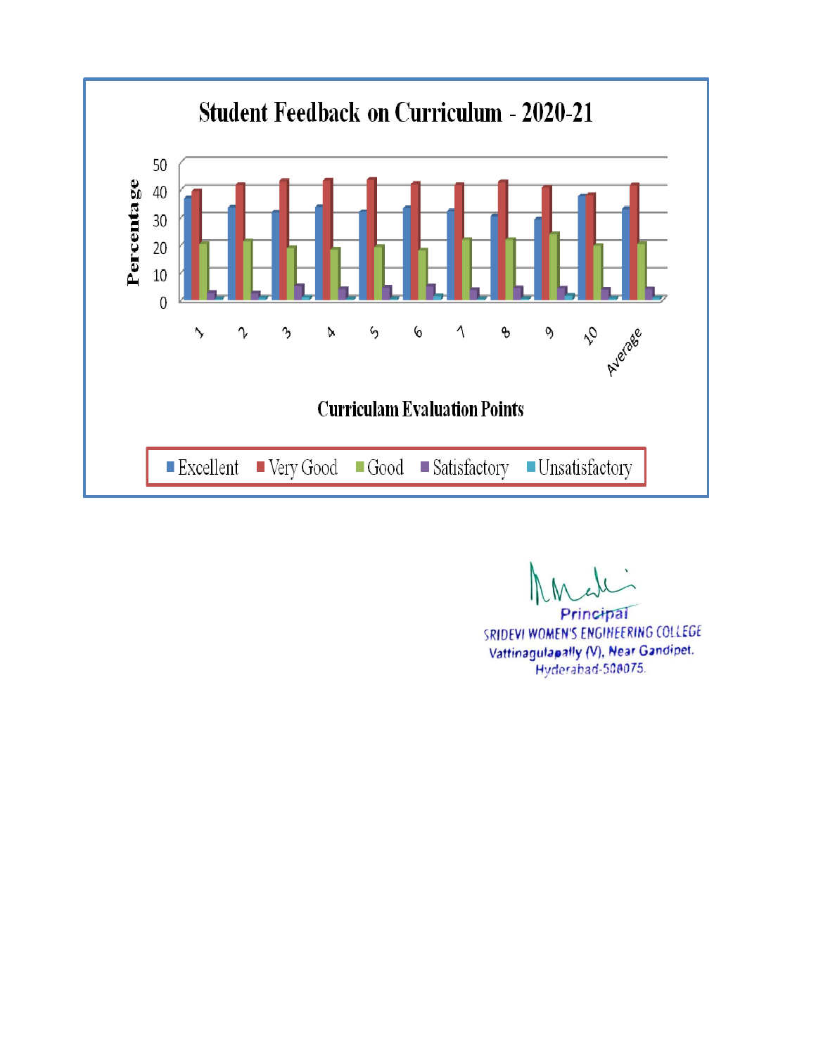## Student Feedback on Curriculum - 2020-21

Percentage

50
40
30
20
10
0

1 2 3 4 5 6 7 8 9 10 Average

Curriculam Evaluation Points

Excellent | Very Good | Good | Satisfactory | Unsatisfactory

Principal
SRIDEVI WOMEN'S ENGINEERING COLLEGE
Vattinagulapally (V), Near Gandipet.
Hyderabad-500075.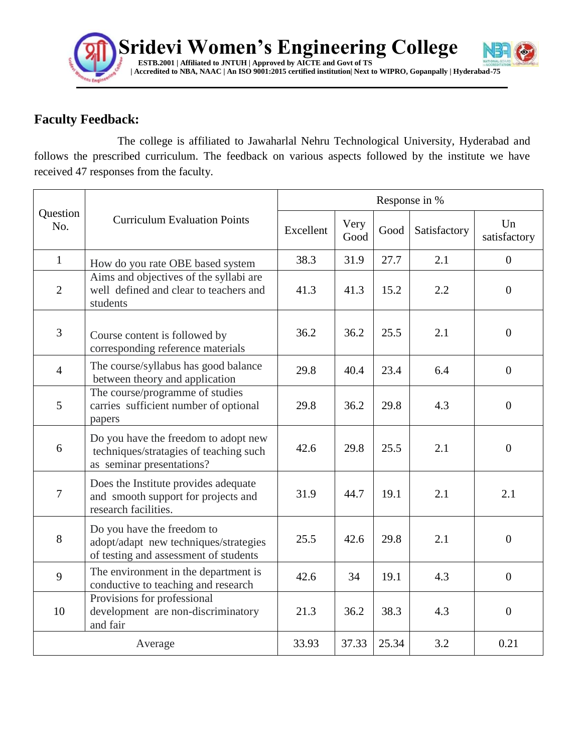## Faculty Feedback:

The college is affiliated to Jawaharlal Nehru Technological University, Hyderabad and follows the prescribed curriculum. The feedback on various aspects followed by the institute we have received 47 responses from the faculty.

| Question No. | Curriculum Evaluation Points | Response in % | | | | |
|---|---|---|---|---|---|---|
| | | Excellent | Very Good | Good | Satisfactory | Un satisfactory |
| 1 | How do you rate OBE based system | 38.3 | 31.9 | 27.7 | 2.1 | 0 |
| 2 | Aims and objectives of the syllabi are well defined and clear to teachers and students | 41.3 | 41.3 | 15.2 | 2.2 | 0 |
| 3 | Course content is followed by corresponding reference materials | 36.2 | 36.2 | 25.5 | 2.1 | 0 |
| 4 | The course/syllabus has good balance between theory and application | 29.8 | 40.4 | 23.4 | 6.4 | 0 |
| 5 | The course/programme of studies carries sufficient number of optional papers | 29.8 | 36.2 | 29.8 | 4.3 | 0 |
| 6 | Do you have the freedom to adopt new techniques/stratagies of teaching such as seminar presentations? | 42.6 | 29.8 | 25.5 | 2.1 | 0 |
| 7 | Does the Institute provides adequate and smooth support for projects and research facilities. | 31.9 | 44.7 | 19.1 | 2.1 | 2.1 |
| 8 | Do you have the freedom to adopt/adapt new techniques/strategies of testing and assessment of students | 25.5 | 42.6 | 29.8 | 2.1 | 0 |
| 9 | The environment in the department is conductive to teaching and research | 42.6 | 34 | 19.1 | 4.3 | 0 |
| 10 | Provisions for professional development are non-discriminatory and fair | 21.3 | 36.2 | 38.3 | 4.3 | 0 |
| Average | | 33.93 | 37.33 | 25.34 | 3.2 | 0.21 |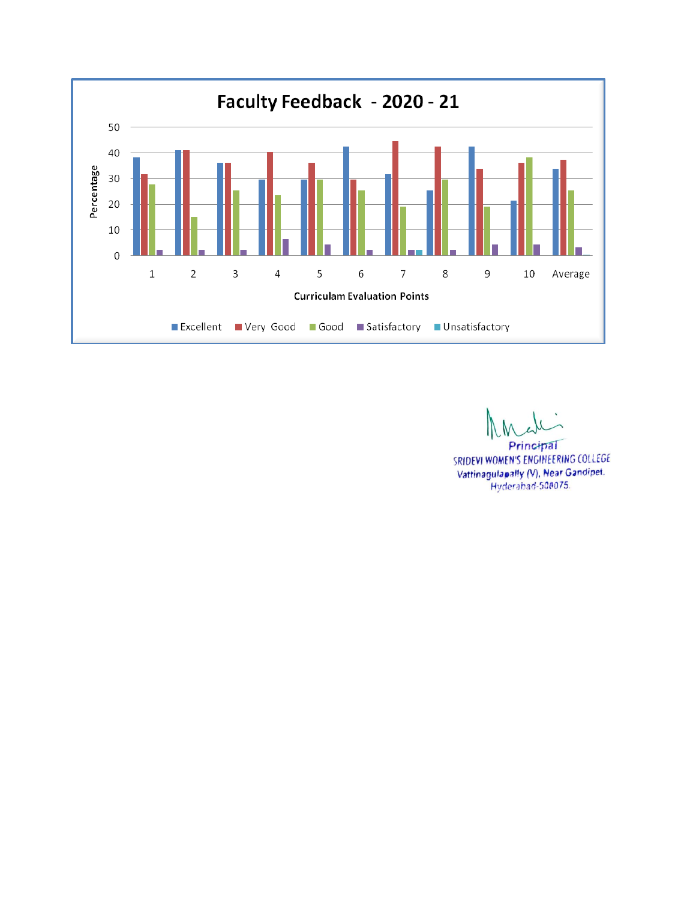**Faculty Feedback - 2020 - 21**

Percentage

Curriculam Evaluation Points

■ Excellent ■ Very Good ■ Good ■ Satisfactory ■ Unsatisfactory

Principal
SRIDEVI WOMEN'S ENGINEERING COLLEGE
Vattinagulapally (V), Near Gandipet.
Hyderabad-500075.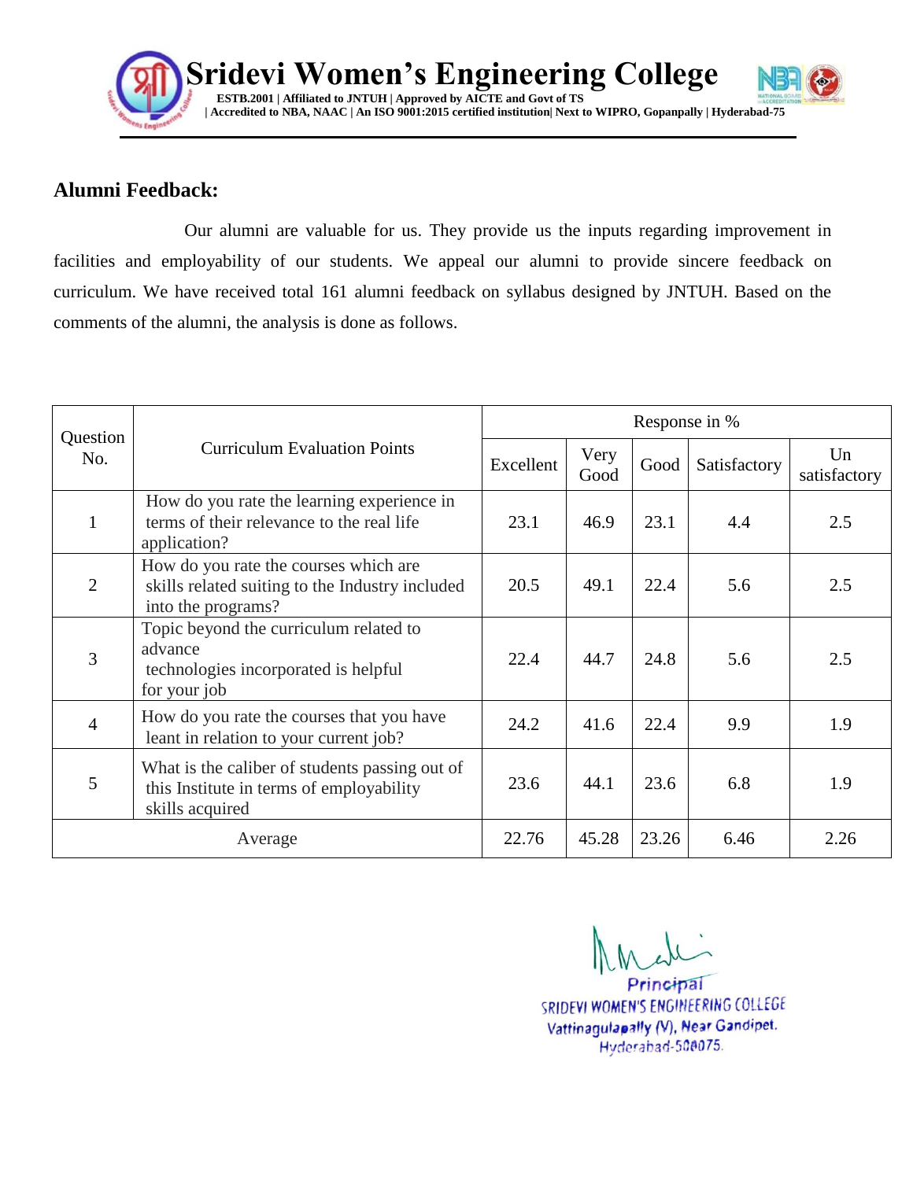## Alumni Feedback:

Our alumni are valuable for us. They provide us the inputs regarding improvement in facilities and employability of our students. We appeal our alumni to provide sincere feedback on curriculum. We have received total 161 alumni feedback on syllabus designed by JNTUH. Based on the comments of the alumni, the analysis is done as follows.

| Question No. | Curriculum Evaluation Points | Response in % | | | | |
|---|---|---|---|---|---|---|
| | | Excellent | Very Good | Good | Satisfactory | Un satisfactory |
| 1 | How do you rate the learning experience in terms of their relevance to the real life application? | 23.1 | 46.9 | 23.1 | 4.4 | 2.5 |
| 2 | How do you rate the courses which are skills related suiting to the Industry included into the programs? | 20.5 | 49.1 | 22.4 | 5.6 | 2.5 |
| 3 | Topic beyond the curriculum related to advance technologies incorporated is helpful for your job | 22.4 | 44.7 | 24.8 | 5.6 | 2.5 |
| 4 | How do you rate the courses that you have leant in relation to your current job? | 24.2 | 41.6 | 22.4 | 9.9 | 1.9 |
| 5 | What is the caliber of students passing out of this Institute in terms of employability skills acquired | 23.6 | 44.1 | 23.6 | 6.8 | 1.9 |
| Average | | 22.76 | 45.28 | 23.26 | 6.46 | 2.26 |

Principal
SRIDEVI WOMEN'S ENGINEERING COLLEGE
Vattinagulapally (V), Near Gandipet.
Hyderabad-500075.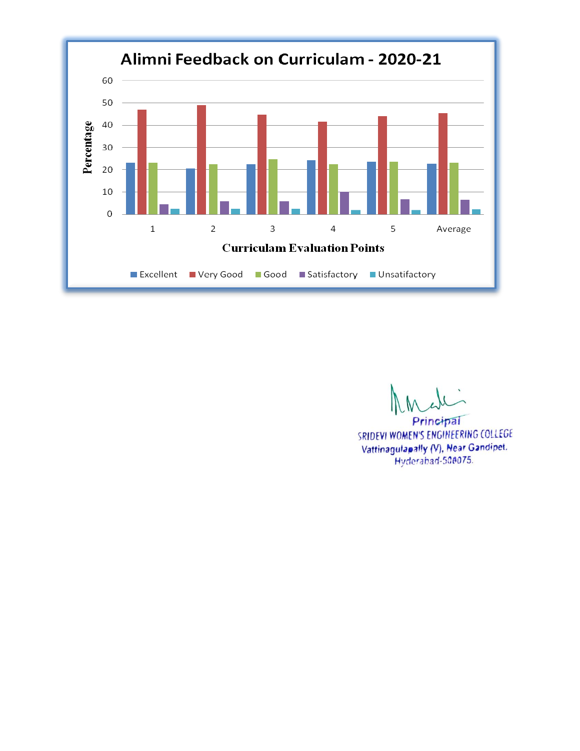## Alimni Feedback on Curriculam - 2020-21

Percentage

Curriculam Evaluation Points

Excellent | Very Good | Good | Satisfactory | Unsatifactory

Principal
SRIDEVI WOMEN'S ENGINEERING COLLEGE
Vattinagulapally (V), Near Gandipet.
Hyderabad-500075.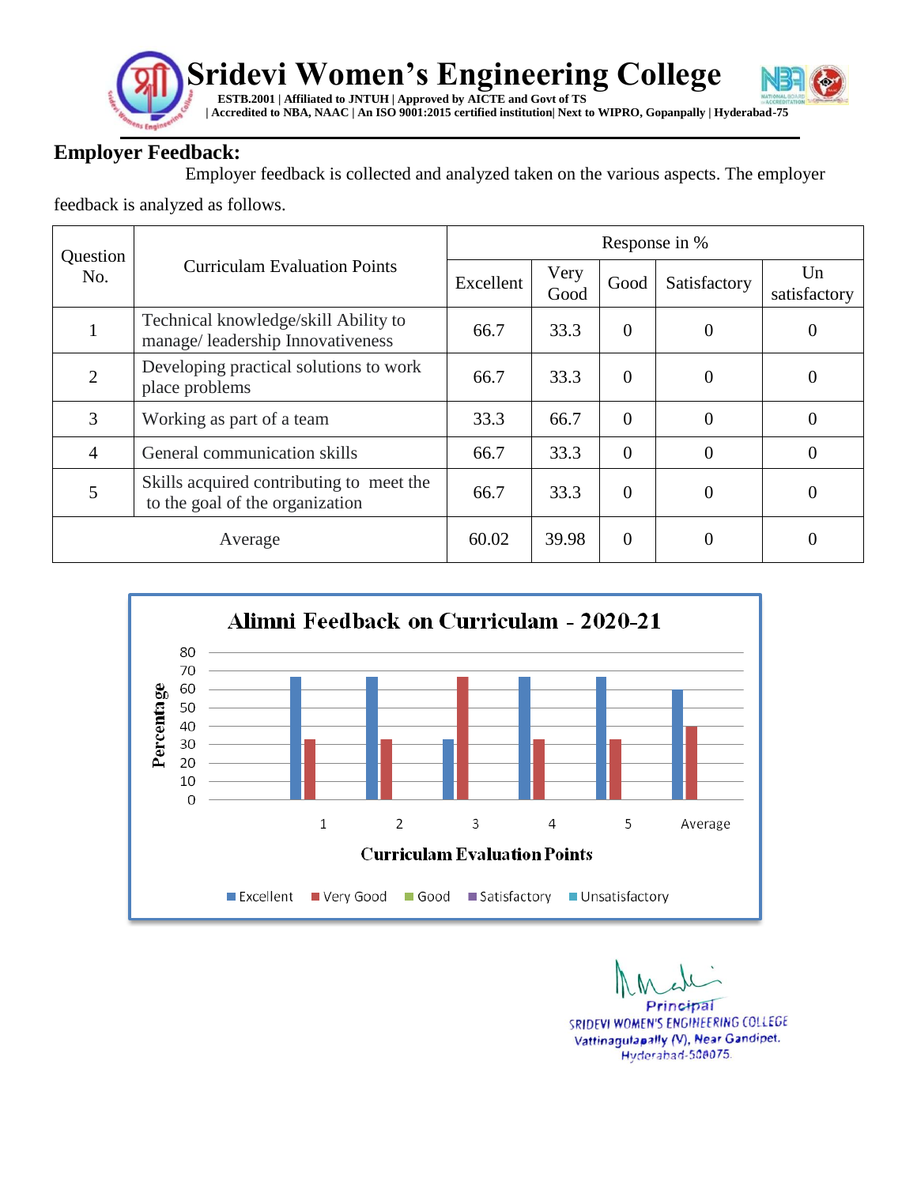# Sridevi Women's Engineering College

ESTB.2001 | Affiliated to JNTUH | Approved by AICTE and Govt of TS
| Accredited to NBA, NAAC | An ISO 9001:2015 certified institution| Next to WIPRO, Gopanpally | Hyderabad-75

## Employer Feedback:

Employer feedback is collected and analyzed taken on the various aspects. The employer feedback is analyzed as follows.

| Question No. | Curriculam Evaluation Points | Response in % | | | | |
|---|---|---|---|---|---|---|
| | | Excellent | Very Good | Good | Satisfactory | Un satisfactory |
| 1 | Technical knowledge/skill Ability to manage/ leadership Innovativeness | 66.7 | 33.3 | 0 | 0 | 0 |
| 2 | Developing practical solutions to work place problems | 66.7 | 33.3 | 0 | 0 | 0 |
| 3 | Working as part of a team | 33.3 | 66.7 | 0 | 0 | 0 |
| 4 | General communication skills | 66.7 | 33.3 | 0 | 0 | 0 |
| 5 | Skills acquired contributing to meet the to the goal of the organization | 66.7 | 33.3 | 0 | 0 | 0 |
| Average | | 60.02 | 39.98 | 0 | 0 | 0 |

Alimni Feedback on Curriculam - 2020-21

Percentage

80
70
60
50
40
30
20
10
0

1 2 3 4 5 Average

Curriculam Evaluation Points

Excellent Very Good Good Satisfactory Unsatisfactory

Principal
SRIDEVI WOMEN'S ENGINEERING COLLEGE
Vattinagulapally (V), Near Gandipet.
Hyderabad-500075.